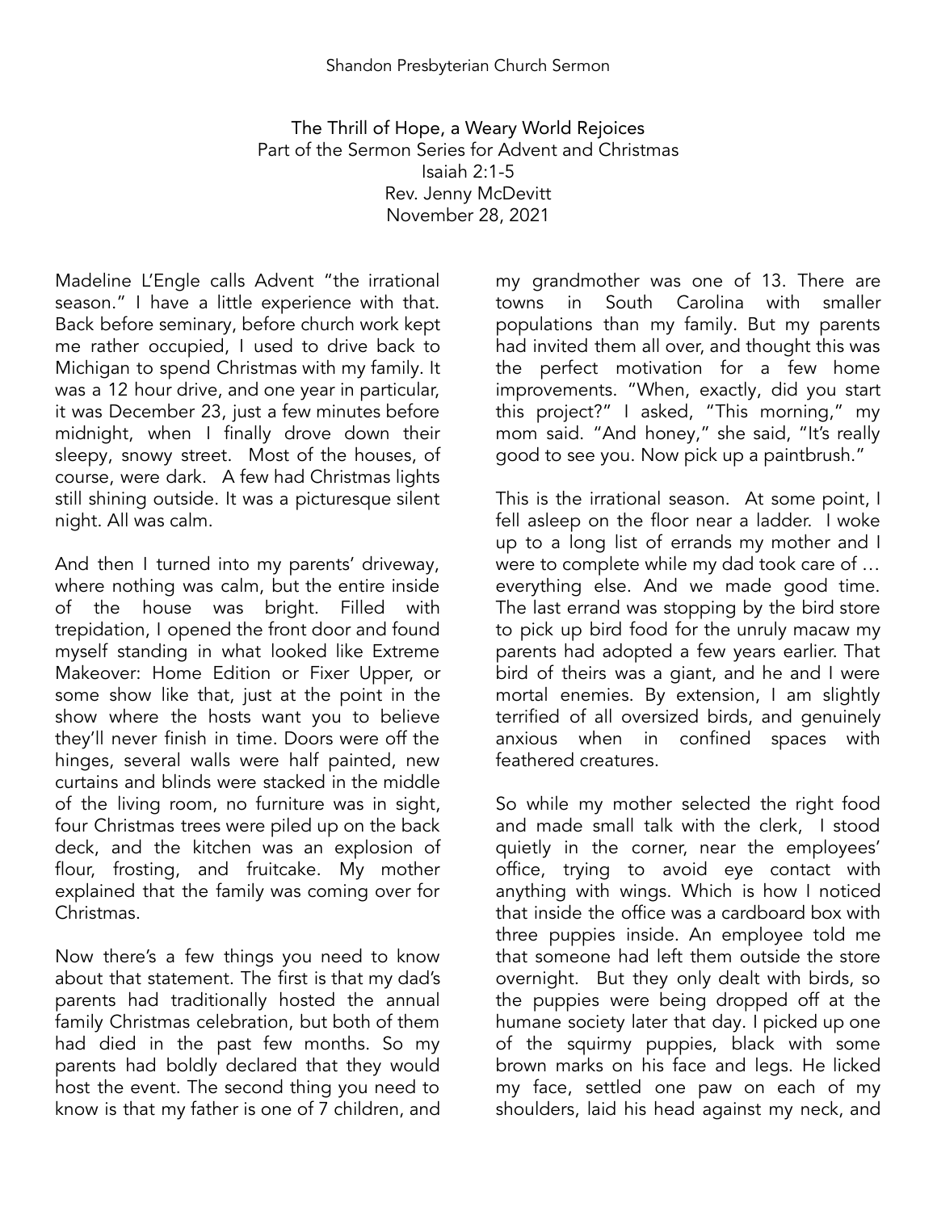Shandon Presbyterian Church Sermon

# The Thrill of Hope, a Weary World Rejoices

Part of the Sermon Series for Advent and Christmas
Isaiah 2:1-5
Rev. Jenny McDevitt
November 28, 2021

Madeline L'Engle calls Advent "the irrational season." I have a little experience with that. Back before seminary, before church work kept me rather occupied, I used to drive back to Michigan to spend Christmas with my family. It was a 12 hour drive, and one year in particular, it was December 23, just a few minutes before midnight, when I finally drove down their sleepy, snowy street. Most of the houses, of course, were dark. A few had Christmas lights still shining outside. It was a picturesque silent night. All was calm.

And then I turned into my parents' driveway, where nothing was calm, but the entire inside of the house was bright. Filled with trepidation, I opened the front door and found myself standing in what looked like Extreme Makeover: Home Edition or Fixer Upper, or some show like that, just at the point in the show where the hosts want you to believe they'll never finish in time. Doors were off the hinges, several walls were half painted, new curtains and blinds were stacked in the middle of the living room, no furniture was in sight, four Christmas trees were piled up on the back deck, and the kitchen was an explosion of flour, frosting, and fruitcake. My mother explained that the family was coming over for Christmas.

Now there's a few things you need to know about that statement. The first is that my dad's parents had traditionally hosted the annual family Christmas celebration, but both of them had died in the past few months. So my parents had boldly declared that they would host the event. The second thing you need to know is that my father is one of 7 children, and my grandmother was one of 13. There are towns in South Carolina with smaller populations than my family. But my parents had invited them all over, and thought this was the perfect motivation for a few home improvements. "When, exactly, did you start this project?" I asked, "This morning," my mom said. "And honey," she said, "It's really good to see you. Now pick up a paintbrush."

This is the irrational season. At some point, I fell asleep on the floor near a ladder. I woke up to a long list of errands my mother and I were to complete while my dad took care of … everything else. And we made good time. The last errand was stopping by the bird store to pick up bird food for the unruly macaw my parents had adopted a few years earlier. That bird of theirs was a giant, and he and I were mortal enemies. By extension, I am slightly terrified of all oversized birds, and genuinely anxious when in confined spaces with feathered creatures.

So while my mother selected the right food and made small talk with the clerk, I stood quietly in the corner, near the employees' office, trying to avoid eye contact with anything with wings. Which is how I noticed that inside the office was a cardboard box with three puppies inside. An employee told me that someone had left them outside the store overnight. But they only dealt with birds, so the puppies were being dropped off at the humane society later that day. I picked up one of the squirmy puppies, black with some brown marks on his face and legs. He licked my face, settled one paw on each of my shoulders, laid his head against my neck, and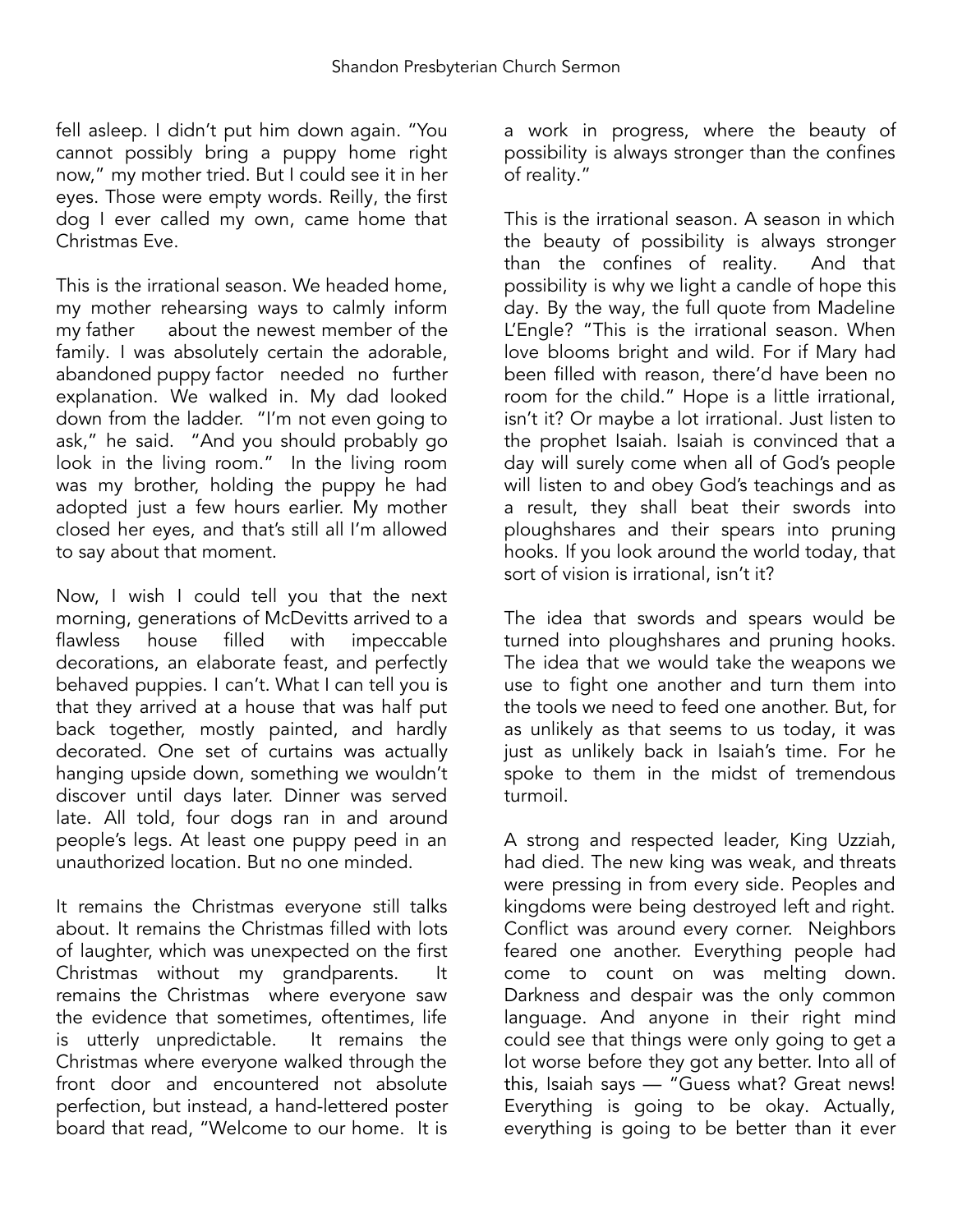fell asleep. I didn't put him down again. "You cannot possibly bring a puppy home right now," my mother tried. But I could see it in her eyes. Those were empty words. Reilly, the first dog I ever called my own, came home that Christmas Eve.

This is the irrational season. We headed home, my mother rehearsing ways to calmly inform my father about the newest member of the family. I was absolutely certain the adorable, abandoned puppy factor needed no further explanation. We walked in. My dad looked down from the ladder. "I'm not even going to ask," he said. "And you should probably go look in the living room." In the living room was my brother, holding the puppy he had adopted just a few hours earlier. My mother closed her eyes, and that's still all I'm allowed to say about that moment.

Now, I wish I could tell you that the next morning, generations of McDevitts arrived to a flawless house filled with impeccable decorations, an elaborate feast, and perfectly behaved puppies. I can't. What I can tell you is that they arrived at a house that was half put back together, mostly painted, and hardly decorated. One set of curtains was actually hanging upside down, something we wouldn't discover until days later. Dinner was served late. All told, four dogs ran in and around people's legs. At least one puppy peed in an unauthorized location. But no one minded.

It remains the Christmas everyone still talks about. It remains the Christmas filled with lots of laughter, which was unexpected on the first Christmas without my grandparents. It remains the Christmas where everyone saw the evidence that sometimes, oftentimes, life is utterly unpredictable. It remains the Christmas where everyone walked through the front door and encountered not absolute perfection, but instead, a hand-lettered poster board that read, "Welcome to our home. It is a work in progress, where the beauty of possibility is always stronger than the confines of reality."

This is the irrational season. A season in which the beauty of possibility is always stronger than the confines of reality. And that possibility is why we light a candle of hope this day. By the way, the full quote from Madeline L'Engle? "This is the irrational season. When love blooms bright and wild. For if Mary had been filled with reason, there'd have been no room for the child." Hope is a little irrational, isn't it? Or maybe a lot irrational. Just listen to the prophet Isaiah. Isaiah is convinced that a day will surely come when all of God's people will listen to and obey God's teachings and as a result, they shall beat their swords into ploughshares and their spears into pruning hooks. If you look around the world today, that sort of vision is irrational, isn't it?

The idea that swords and spears would be turned into ploughshares and pruning hooks. The idea that we would take the weapons we use to fight one another and turn them into the tools we need to feed one another. But, for as unlikely as that seems to us today, it was just as unlikely back in Isaiah's time. For he spoke to them in the midst of tremendous turmoil.

A strong and respected leader, King Uzziah, had died. The new king was weak, and threats were pressing in from every side. Peoples and kingdoms were being destroyed left and right. Conflict was around every corner. Neighbors feared one another. Everything people had come to count on was melting down. Darkness and despair was the only common language. And anyone in their right mind could see that things were only going to get a lot worse before they got any better. Into all of this, Isaiah says — "Guess what? Great news! Everything is going to be okay. Actually, everything is going to be better than it ever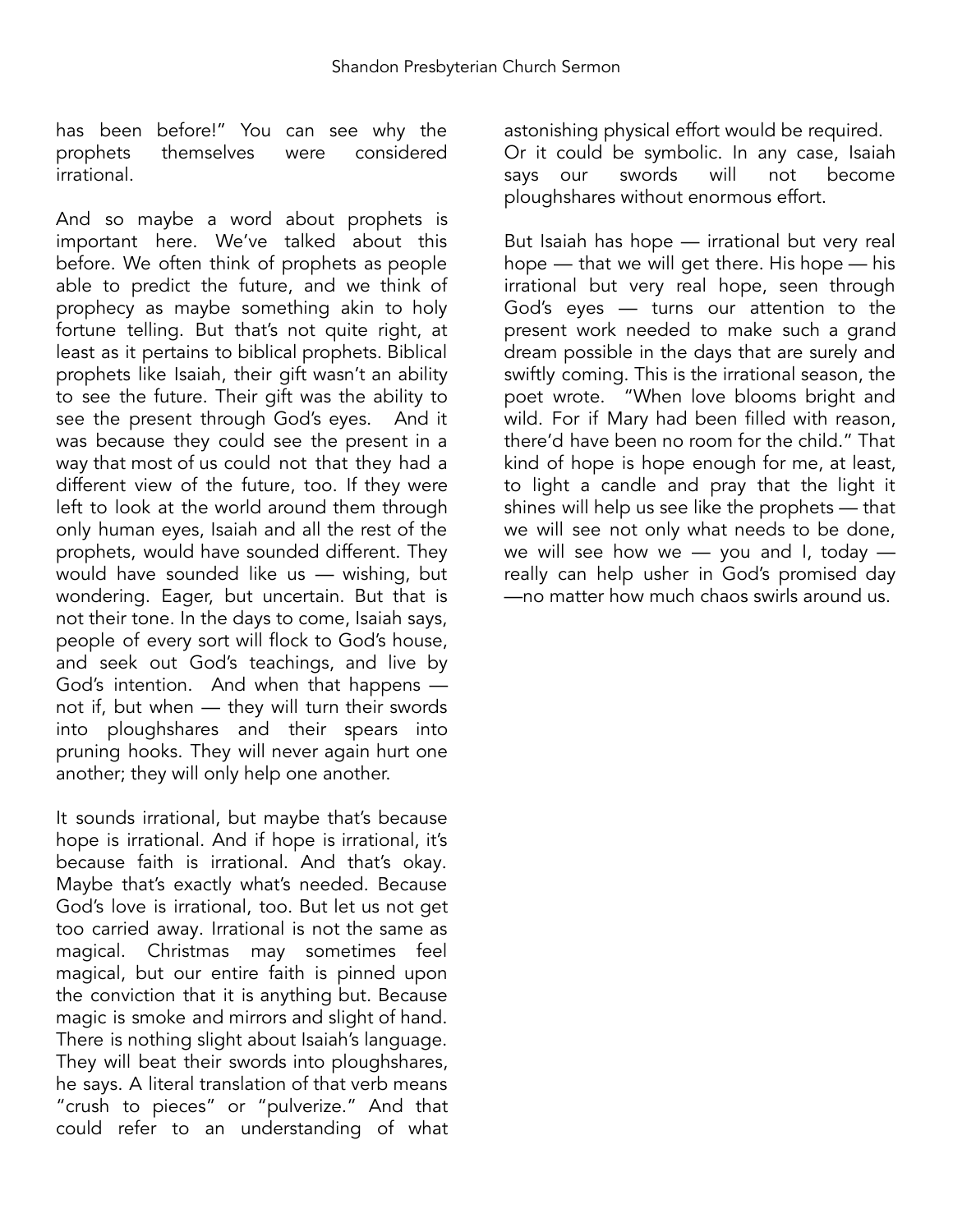has been before!" You can see why the prophets themselves were considered irrational.

And so maybe a word about prophets is important here. We've talked about this before. We often think of prophets as people able to predict the future, and we think of prophecy as maybe something akin to holy fortune telling. But that's not quite right, at least as it pertains to biblical prophets. Biblical prophets like Isaiah, their gift wasn't an ability to see the future. Their gift was the ability to see the present through God's eyes. And it was because they could see the present in a way that most of us could not that they had a different view of the future, too. If they were left to look at the world around them through only human eyes, Isaiah and all the rest of the prophets, would have sounded different. They would have sounded like us — wishing, but wondering. Eager, but uncertain. But that is not their tone. In the days to come, Isaiah says, people of every sort will flock to God's house, and seek out God's teachings, and live by God's intention. And when that happens — not if, but when — they will turn their swords into ploughshares and their spears into pruning hooks. They will never again hurt one another; they will only help one another.

It sounds irrational, but maybe that's because hope is irrational. And if hope is irrational, it's because faith is irrational. And that's okay. Maybe that's exactly what's needed. Because God's love is irrational, too. But let us not get too carried away. Irrational is not the same as magical. Christmas may sometimes feel magical, but our entire faith is pinned upon the conviction that it is anything but. Because magic is smoke and mirrors and slight of hand. There is nothing slight about Isaiah's language. They will beat their swords into ploughshares, he says. A literal translation of that verb means "crush to pieces" or "pulverize." And that could refer to an understanding of what astonishing physical effort would be required. Or it could be symbolic. In any case, Isaiah says our swords will not become ploughshares without enormous effort.

But Isaiah has hope — irrational but very real hope — that we will get there. His hope — his irrational but very real hope, seen through God's eyes — turns our attention to the present work needed to make such a grand dream possible in the days that are surely and swiftly coming. This is the irrational season, the poet wrote. "When love blooms bright and wild. For if Mary had been filled with reason, there'd have been no room for the child." That kind of hope is hope enough for me, at least, to light a candle and pray that the light it shines will help us see like the prophets — that we will see not only what needs to be done, we will see how we — you and I, today — really can help usher in God's promised day —no matter how much chaos swirls around us.